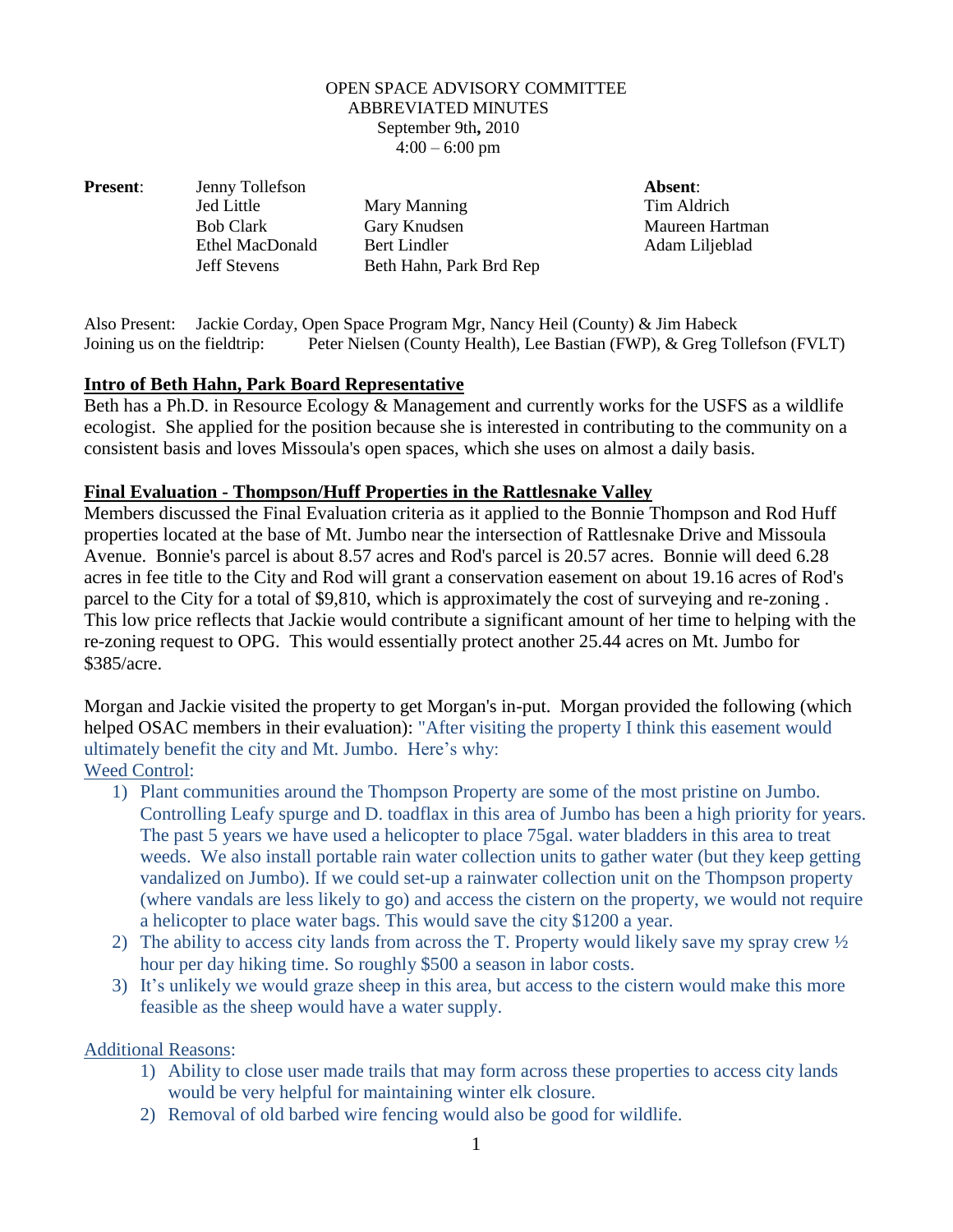OPEN SPACE ADVISORY COMMITTEE
ABBREVIATED MINUTES
September 9th, 2010
4:00 – 6:00 pm

| **Present**: | | | **Absent**: |
|---|---|---|---|
| | Jenny Tollefson | | |
| | Jed Little | Mary Manning | Tim Aldrich |
| | Bob Clark | Gary Knudsen | Maureen Hartman |
| | Ethel MacDonald | Bert Lindler | Adam Liljeblad |
| | Jeff Stevens | Beth Hahn, Park Brd Rep | |

Also Present: Jackie Corday, Open Space Program Mgr, Nancy Heil (County) & Jim Habeck
Joining us on the fieldtrip: Peter Nielsen (County Health), Lee Bastian (FWP), & Greg Tollefson (FVLT)

**Intro of Beth Hahn, Park Board Representative**

Beth has a Ph.D. in Resource Ecology & Management and currently works for the USFS as a wildlife ecologist. She applied for the position because she is interested in contributing to the community on a consistent basis and loves Missoula's open spaces, which she uses on almost a daily basis.

**Final Evaluation - Thompson/Huff Properties in the Rattlesnake Valley**

Members discussed the Final Evaluation criteria as it applied to the Bonnie Thompson and Rod Huff properties located at the base of Mt. Jumbo near the intersection of Rattlesnake Drive and Missoula Avenue. Bonnie's parcel is about 8.57 acres and Rod's parcel is 20.57 acres. Bonnie will deed 6.28 acres in fee title to the City and Rod will grant a conservation easement on about 19.16 acres of Rod's parcel to the City for a total of $9,810, which is approximately the cost of surveying and re-zoning . This low price reflects that Jackie would contribute a significant amount of her time to helping with the re-zoning request to OPG. This would essentially protect another 25.44 acres on Mt. Jumbo for $385/acre.

Morgan and Jackie visited the property to get Morgan's in-put. Morgan provided the following (which helped OSAC members in their evaluation): "After visiting the property I think this easement would ultimately benefit the city and Mt. Jumbo. Here's why:

Weed Control:

1) Plant communities around the Thompson Property are some of the most pristine on Jumbo. Controlling Leafy spurge and D. toadflax in this area of Jumbo has been a high priority for years. The past 5 years we have used a helicopter to place 75gal. water bladders in this area to treat weeds. We also install portable rain water collection units to gather water (but they keep getting vandalized on Jumbo). If we could set-up a rainwater collection unit on the Thompson property (where vandals are less likely to go) and access the cistern on the property, we would not require a helicopter to place water bags. This would save the city $1200 a year.
2) The ability to access city lands from across the T. Property would likely save my spray crew ½ hour per day hiking time. So roughly $500 a season in labor costs.
3) It's unlikely we would graze sheep in this area, but access to the cistern would make this more feasible as the sheep would have a water supply.

Additional Reasons:

1) Ability to close user made trails that may form across these properties to access city lands would be very helpful for maintaining winter elk closure.
2) Removal of old barbed wire fencing would also be good for wildlife.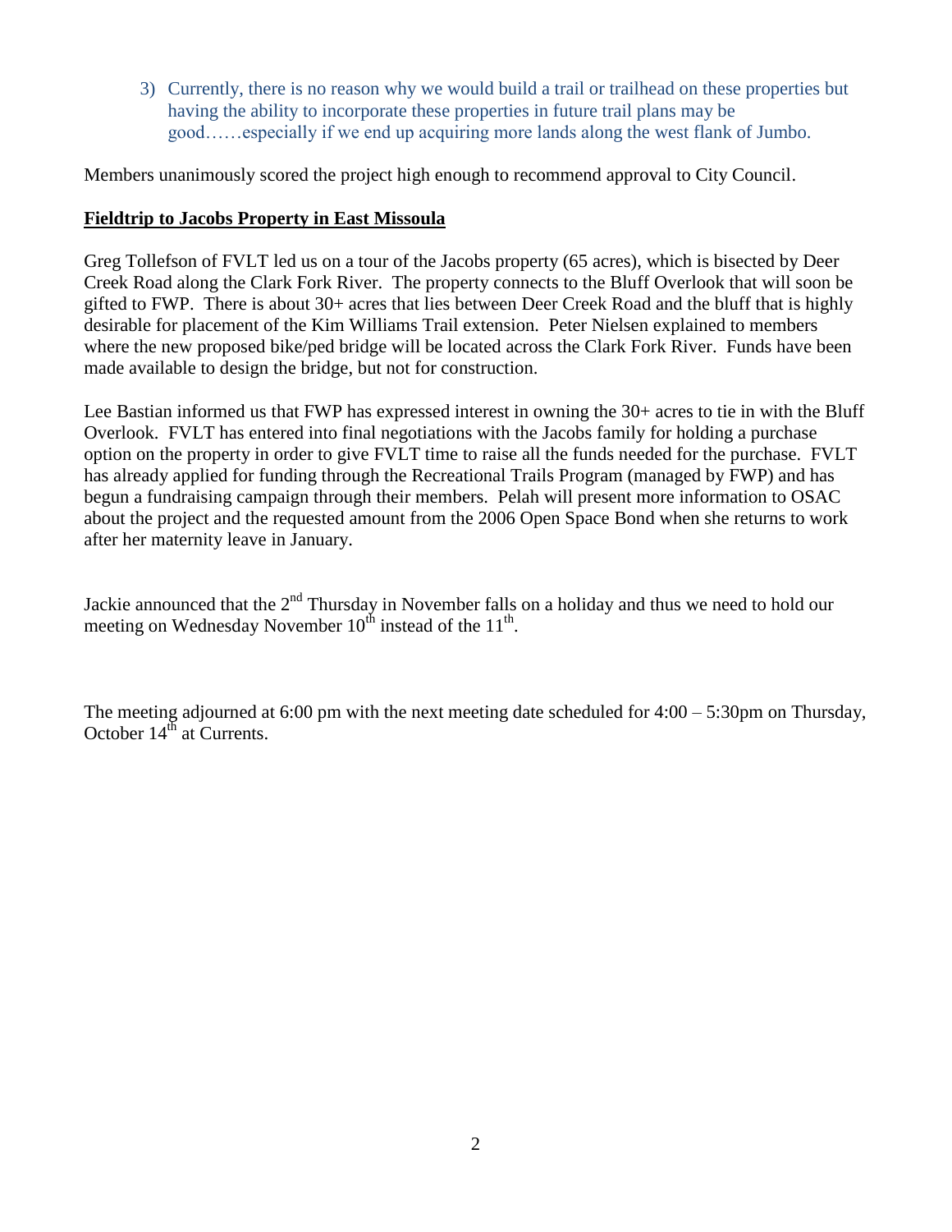3) Currently, there is no reason why we would build a trail or trailhead on these properties but having the ability to incorporate these properties in future trail plans may be good……especially if we end up acquiring more lands along the west flank of Jumbo.

Members unanimously scored the project high enough to recommend approval to City Council.

**Fieldtrip to Jacobs Property in East Missoula**

Greg Tollefson of FVLT led us on a tour of the Jacobs property (65 acres), which is bisected by Deer Creek Road along the Clark Fork River. The property connects to the Bluff Overlook that will soon be gifted to FWP. There is about 30+ acres that lies between Deer Creek Road and the bluff that is highly desirable for placement of the Kim Williams Trail extension. Peter Nielsen explained to members where the new proposed bike/ped bridge will be located across the Clark Fork River. Funds have been made available to design the bridge, but not for construction.

Lee Bastian informed us that FWP has expressed interest in owning the 30+ acres to tie in with the Bluff Overlook. FVLT has entered into final negotiations with the Jacobs family for holding a purchase option on the property in order to give FVLT time to raise all the funds needed for the purchase. FVLT has already applied for funding through the Recreational Trails Program (managed by FWP) and has begun a fundraising campaign through their members. Pelah will present more information to OSAC about the project and the requested amount from the 2006 Open Space Bond when she returns to work after her maternity leave in January.

Jackie announced that the 2nd Thursday in November falls on a holiday and thus we need to hold our meeting on Wednesday November 10th instead of the 11th.

The meeting adjourned at 6:00 pm with the next meeting date scheduled for 4:00 – 5:30pm on Thursday, October 14th at Currents.